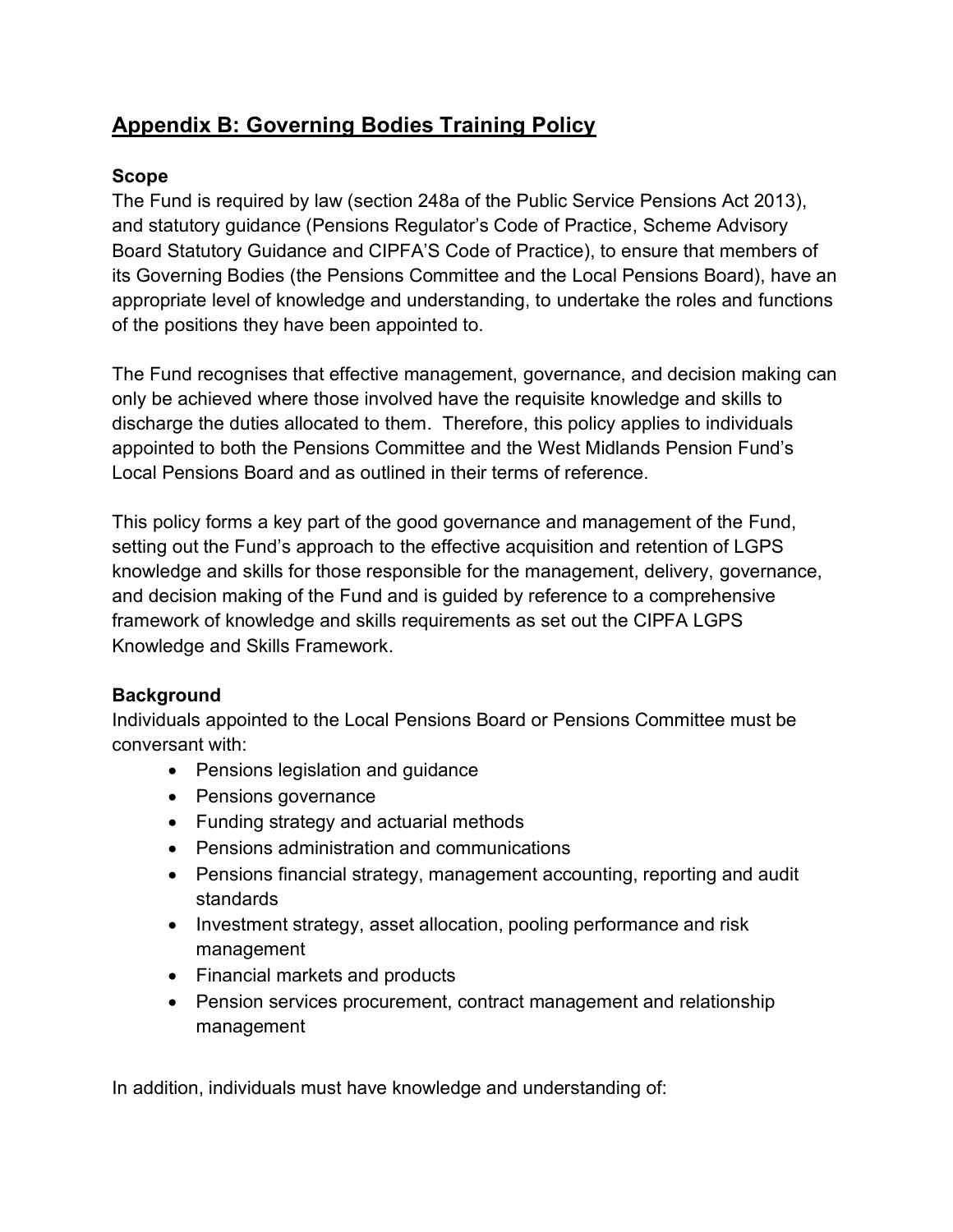# Appendix B: Governing Bodies Training Policy

### Scope

The Fund is required by law (section 248a of the Public Service Pensions Act 2013), and statutory guidance (Pensions Regulator's Code of Practice, Scheme Advisory Board Statutory Guidance and CIPFA'S Code of Practice), to ensure that members of its Governing Bodies (the Pensions Committee and the Local Pensions Board), have an appropriate level of knowledge and understanding, to undertake the roles and functions of the positions they have been appointed to.

The Fund recognises that effective management, governance, and decision making can only be achieved where those involved have the requisite knowledge and skills to discharge the duties allocated to them. Therefore, this policy applies to individuals appointed to both the Pensions Committee and the West Midlands Pension Fund's Local Pensions Board and as outlined in their terms of reference.

This policy forms a key part of the good governance and management of the Fund, setting out the Fund's approach to the effective acquisition and retention of LGPS knowledge and skills for those responsible for the management, delivery, governance, and decision making of the Fund and is guided by reference to a comprehensive framework of knowledge and skills requirements as set out the CIPFA LGPS Knowledge and Skills Framework.

### Background

Individuals appointed to the Local Pensions Board or Pensions Committee must be conversant with:

- Pensions legislation and guidance
- Pensions governance
- Funding strategy and actuarial methods
- Pensions administration and communications
- Pensions financial strategy, management accounting, reporting and audit standards
- Investment strategy, asset allocation, pooling performance and risk management
- Financial markets and products
- Pension services procurement, contract management and relationship management

In addition, individuals must have knowledge and understanding of: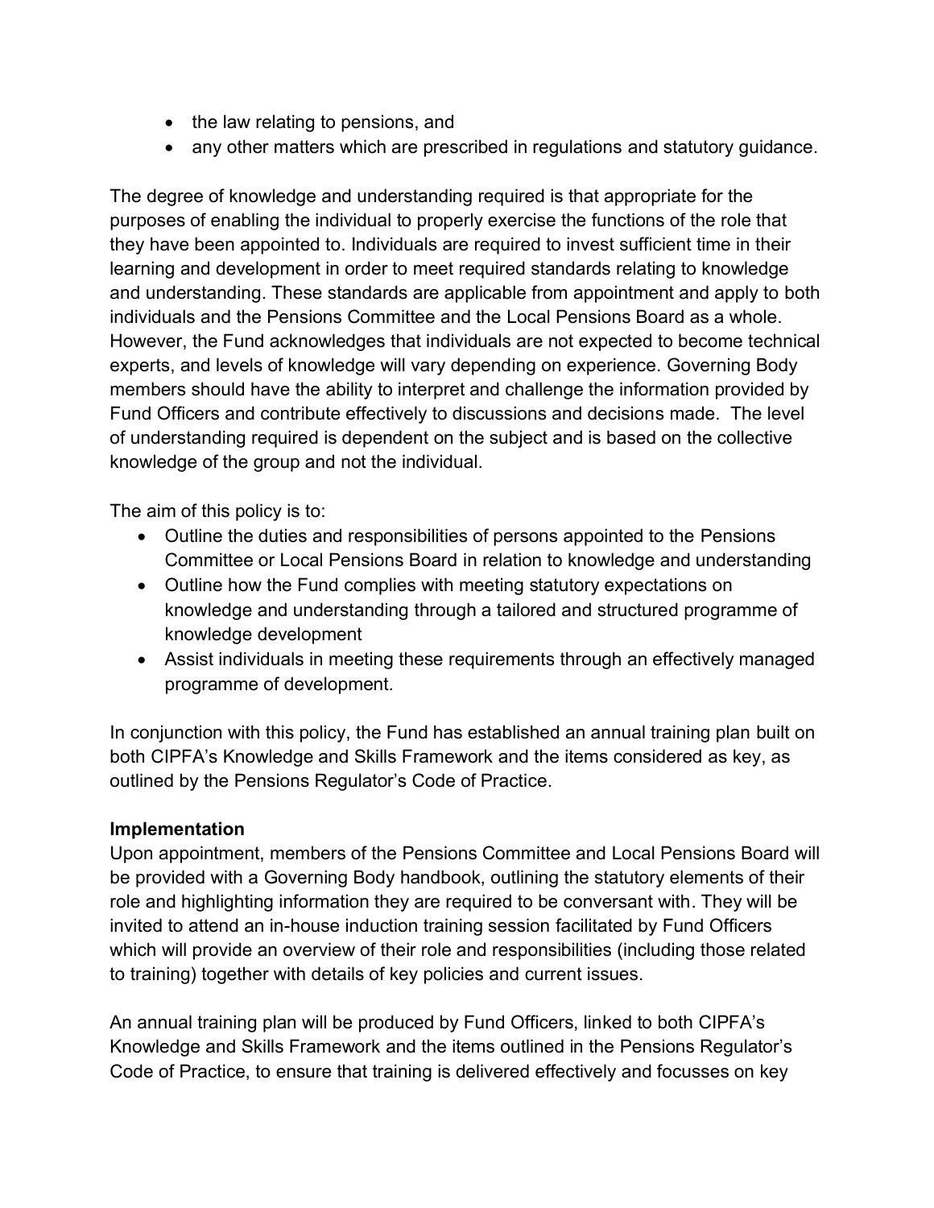- the law relating to pensions, and
- any other matters which are prescribed in regulations and statutory guidance.

The degree of knowledge and understanding required is that appropriate for the purposes of enabling the individual to properly exercise the functions of the role that they have been appointed to. Individuals are required to invest sufficient time in their learning and development in order to meet required standards relating to knowledge and understanding. These standards are applicable from appointment and apply to both individuals and the Pensions Committee and the Local Pensions Board as a whole. However, the Fund acknowledges that individuals are not expected to become technical experts, and levels of knowledge will vary depending on experience. Governing Body members should have the ability to interpret and challenge the information provided by Fund Officers and contribute effectively to discussions and decisions made. The level of understanding required is dependent on the subject and is based on the collective knowledge of the group and not the individual.

The aim of this policy is to:

- Outline the duties and responsibilities of persons appointed to the Pensions Committee or Local Pensions Board in relation to knowledge and understanding
- Outline how the Fund complies with meeting statutory expectations on knowledge and understanding through a tailored and structured programme of knowledge development
- Assist individuals in meeting these requirements through an effectively managed programme of development.

In conjunction with this policy, the Fund has established an annual training plan built on both CIPFA's Knowledge and Skills Framework and the items considered as key, as outlined by the Pensions Regulator's Code of Practice.

**Implementation**

Upon appointment, members of the Pensions Committee and Local Pensions Board will be provided with a Governing Body handbook, outlining the statutory elements of their role and highlighting information they are required to be conversant with. They will be invited to attend an in-house induction training session facilitated by Fund Officers which will provide an overview of their role and responsibilities (including those related to training) together with details of key policies and current issues.

An annual training plan will be produced by Fund Officers, linked to both CIPFA's Knowledge and Skills Framework and the items outlined in the Pensions Regulator's Code of Practice, to ensure that training is delivered effectively and focusses on key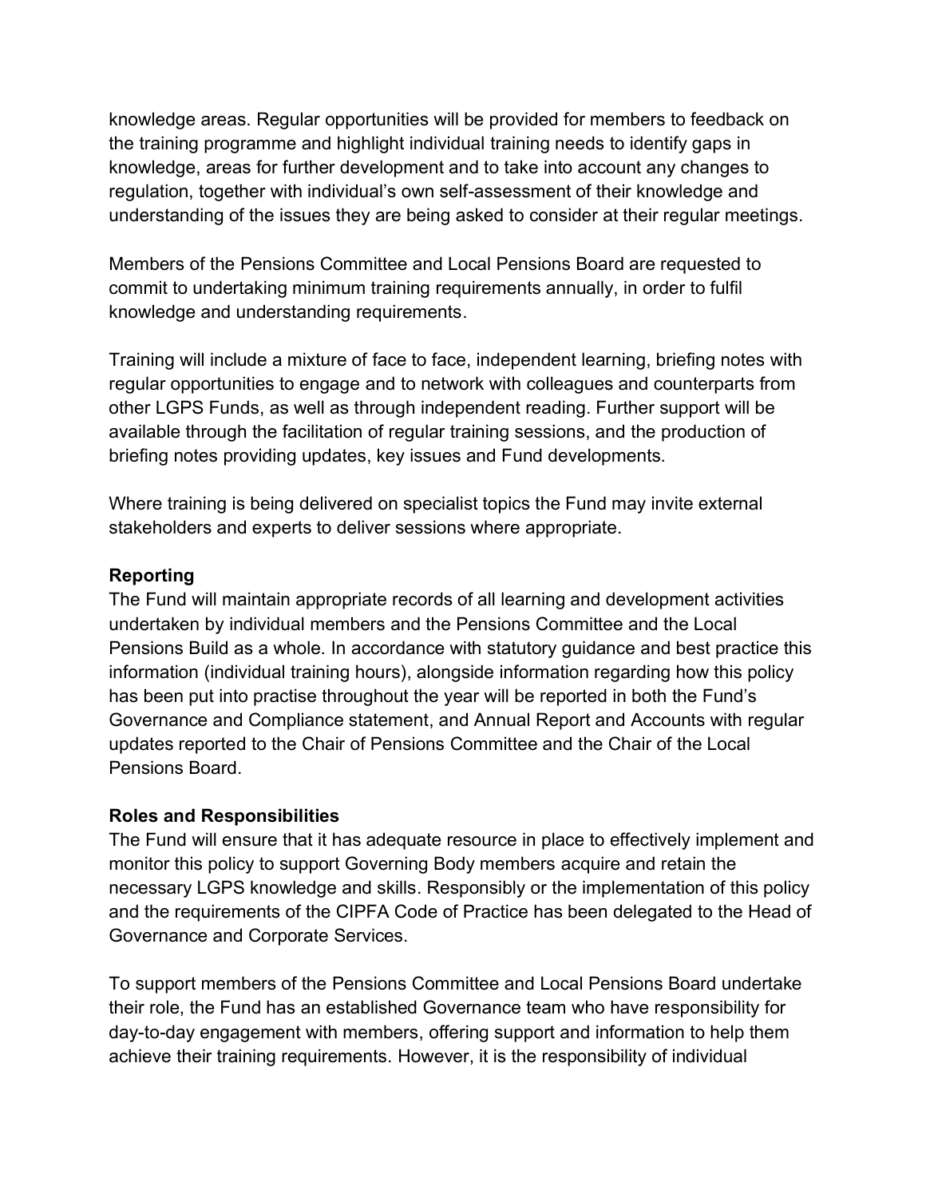knowledge areas. Regular opportunities will be provided for members to feedback on the training programme and highlight individual training needs to identify gaps in knowledge, areas for further development and to take into account any changes to regulation, together with individual's own self-assessment of their knowledge and understanding of the issues they are being asked to consider at their regular meetings.

Members of the Pensions Committee and Local Pensions Board are requested to commit to undertaking minimum training requirements annually, in order to fulfil knowledge and understanding requirements.

Training will include a mixture of face to face, independent learning, briefing notes with regular opportunities to engage and to network with colleagues and counterparts from other LGPS Funds, as well as through independent reading. Further support will be available through the facilitation of regular training sessions, and the production of briefing notes providing updates, key issues and Fund developments.

Where training is being delivered on specialist topics the Fund may invite external stakeholders and experts to deliver sessions where appropriate.

**Reporting**

The Fund will maintain appropriate records of all learning and development activities undertaken by individual members and the Pensions Committee and the Local Pensions Build as a whole. In accordance with statutory guidance and best practice this information (individual training hours), alongside information regarding how this policy has been put into practise throughout the year will be reported in both the Fund's Governance and Compliance statement, and Annual Report and Accounts with regular updates reported to the Chair of Pensions Committee and the Chair of the Local Pensions Board.

**Roles and Responsibilities**

The Fund will ensure that it has adequate resource in place to effectively implement and monitor this policy to support Governing Body members acquire and retain the necessary LGPS knowledge and skills. Responsibly or the implementation of this policy and the requirements of the CIPFA Code of Practice has been delegated to the Head of Governance and Corporate Services.

To support members of the Pensions Committee and Local Pensions Board undertake their role, the Fund has an established Governance team who have responsibility for day-to-day engagement with members, offering support and information to help them achieve their training requirements. However, it is the responsibility of individual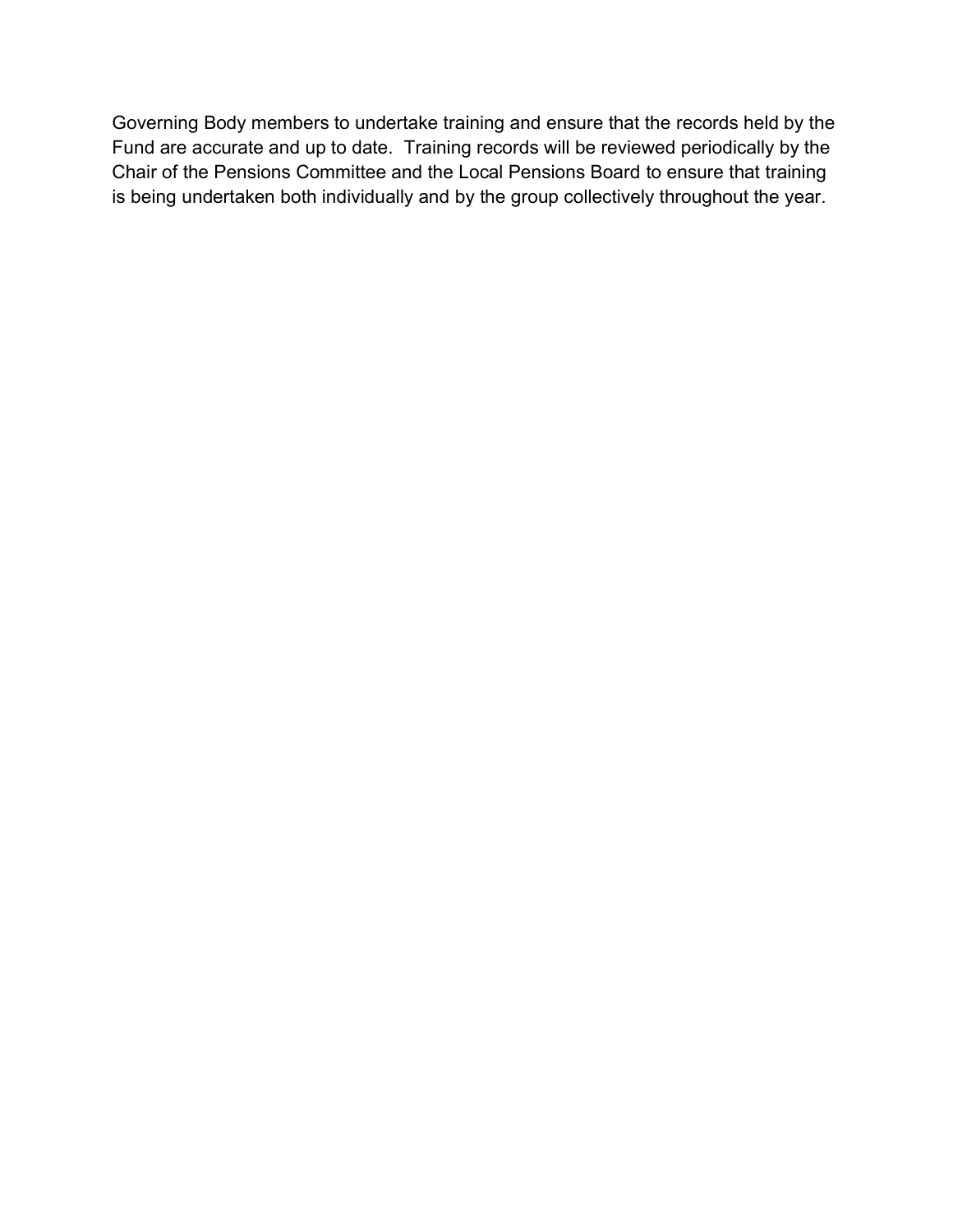Governing Body members to undertake training and ensure that the records held by the Fund are accurate and up to date. Training records will be reviewed periodically by the Chair of the Pensions Committee and the Local Pensions Board to ensure that training is being undertaken both individually and by the group collectively throughout the year.